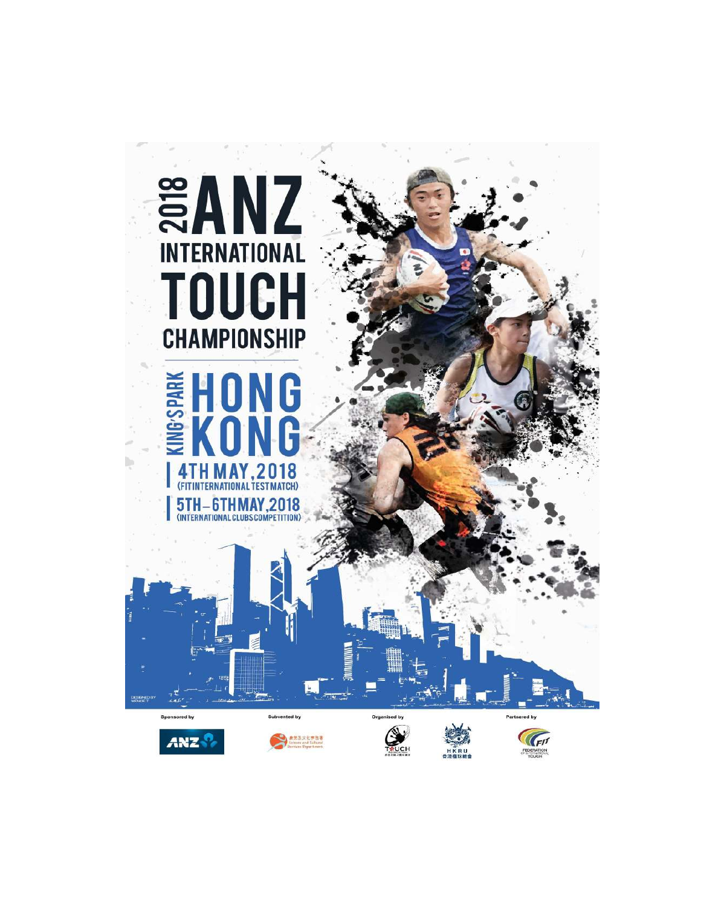# 2018 ANZ INTERNATIONAL TOUCH CHAMPIONSHIP

## HONG KONG

KING'S PARK

**4TH MAY, 2018**
(FIT INTERNATIONAL TEST MATCH)

**5TH – 6TH MAY, 2018**
(INTERNATIONAL CLUBS COMPETITION)

DESIGNED BY WENDET

Sponsored by

ANZ

Subvented by

康樂及文化事務署 Leisure and Cultural Services Department

Organised by

TOUCH ASSOCIATION 香港觸式欖球總會

HKRU 香港欖球總會

Partnered by

FIT FEDERATION OF INTERNATIONAL TOUCH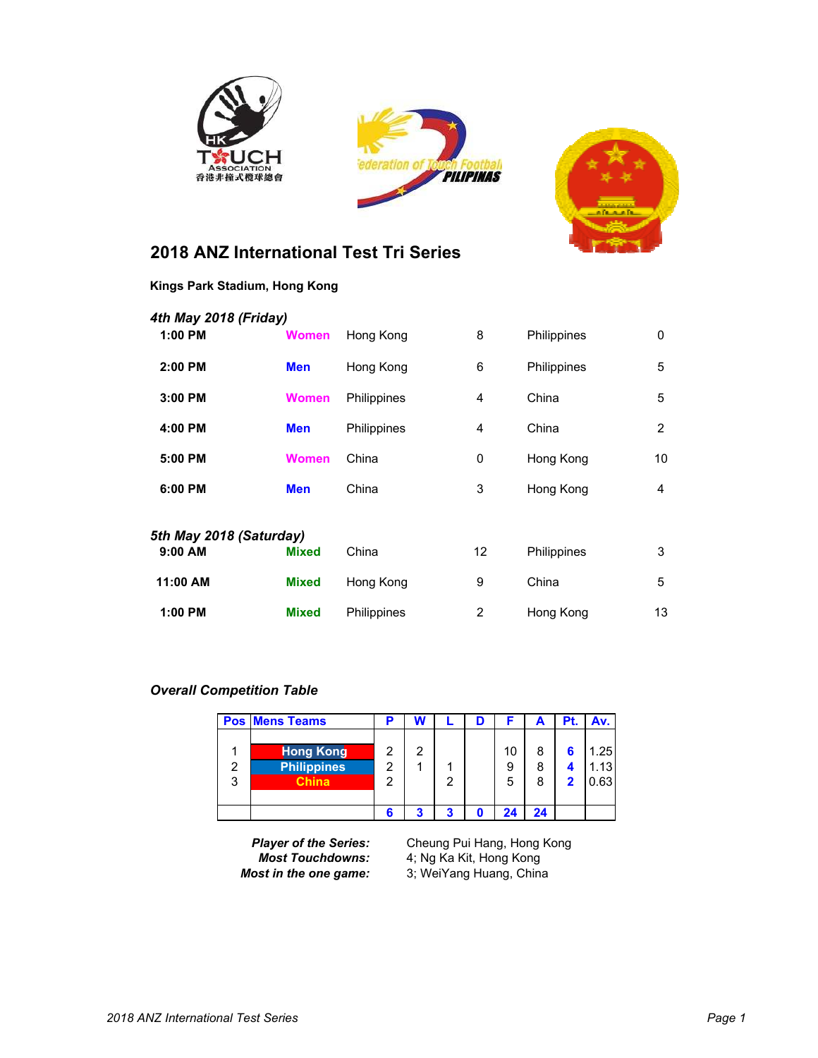## 2018 ANZ International Test Tri Series

**Kings Park Stadium, Hong Kong**

***4th May 2018 (Friday)***

| Time | Division | Team | Score | Team | Score |
|---|---|---|---|---|---|
| **1:00 PM** | **Women** | Hong Kong | 8 | Philippines | 0 |
| **2:00 PM** | **Men** | Hong Kong | 6 | Philippines | 5 |
| **3:00 PM** | **Women** | Philippines | 4 | China | 5 |
| **4:00 PM** | **Men** | Philippines | 4 | China | 2 |
| **5:00 PM** | **Women** | China | 0 | Hong Kong | 10 |
| **6:00 PM** | **Men** | China | 3 | Hong Kong | 4 |

***5th May 2018 (Saturday)***

| Time | Division | Team | Score | Team | Score |
|---|---|---|---|---|---|
| **9:00 AM** | **Mixed** | China | 12 | Philippines | 3 |
| **11:00 AM** | **Mixed** | Hong Kong | 9 | China | 5 |
| **1:00 PM** | **Mixed** | Philippines | 2 | Hong Kong | 13 |

***Overall Competition Table***

| Pos | Mens Teams | P | W | L | D | F | A | Pt. | Av. |
|---|---|---|---|---|---|---|---|---|---|
| 1 | Hong Kong | 2 | 2 | | | 10 | 8 | 6 | 1.25 |
| 2 | Philippines | 2 | 1 | 1 | | 9 | 8 | 4 | 1.13 |
| 3 | China | 2 | | 2 | | 5 | 8 | 2 | 0.63 |
| | | 6 | 3 | 3 | 0 | 24 | 24 | | |

***Player of the Series:*** Cheung Pui Hang, Hong Kong
***Most Touchdowns:*** 4; Ng Ka Kit, Hong Kong
***Most in the one game:*** 3; WeiYang Huang, China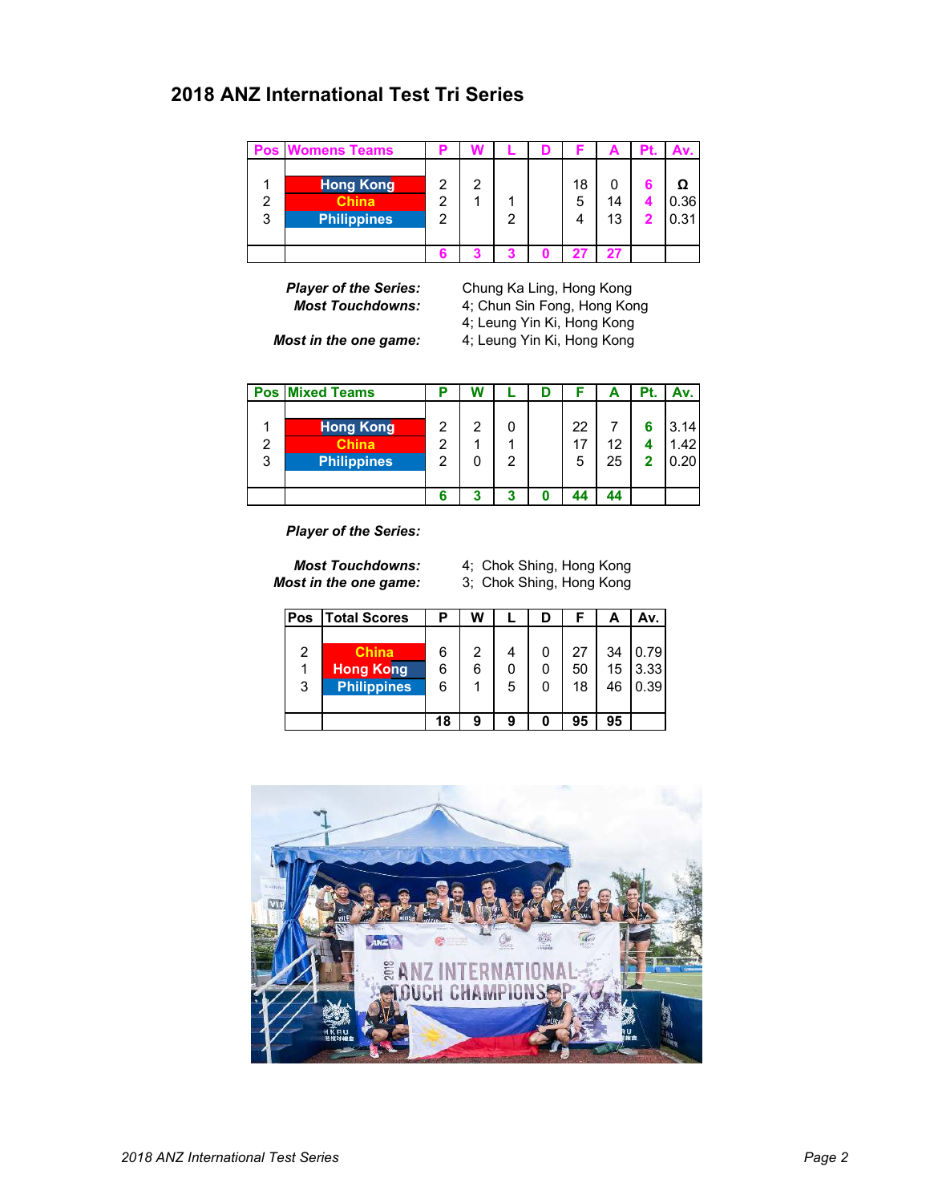## 2018 ANZ International Test Tri Series

| Pos | Womens Teams | P | W | L | D | F | A | Pt. | Av. |
|---|---|---|---|---|---|---|---|---|---|
| 1 | Hong Kong | 2 | 2 | | | 18 | 0 | 6 | Ω |
| 2 | China | 2 | 1 | 1 | | 5 | 14 | 4 | 0.36 |
| 3 | Philippines | 2 | | 2 | | 4 | 13 | 2 | 0.31 |
| | | 6 | 3 | 3 | 0 | 27 | 27 | | |

***Player of the Series:*** Chung Ka Ling, Hong Kong
***Most Touchdowns:*** 4; Chun Sin Fong, Hong Kong
4; Leung Yin Ki, Hong Kong
***Most in the one game:*** 4; Leung Yin Ki, Hong Kong

| Pos | Mixed Teams | P | W | L | D | F | A | Pt. | Av. |
|---|---|---|---|---|---|---|---|---|---|
| 1 | Hong Kong | 2 | 2 | 0 | | 22 | 7 | 6 | 3.14 |
| 2 | China | 2 | 1 | 1 | | 17 | 12 | 4 | 1.42 |
| 3 | Philippines | 2 | 0 | 2 | | 5 | 25 | 2 | 0.20 |
| | | 6 | 3 | 3 | 0 | 44 | 44 | | |

***Player of the Series:***

***Most Touchdowns:*** 4; Chok Shing, Hong Kong
***Most in the one game:*** 3; Chok Shing, Hong Kong

| Pos | Total Scores | P | W | L | D | F | A | Av. |
|---|---|---|---|---|---|---|---|---|
| 2 | China | 6 | 2 | 4 | 0 | 27 | 34 | 0.79 |
| 1 | Hong Kong | 6 | 6 | 0 | 0 | 50 | 15 | 3.33 |
| 3 | Philippines | 6 | 1 | 5 | 0 | 18 | 46 | 0.39 |
| | | 18 | 9 | 9 | 0 | 95 | 95 | |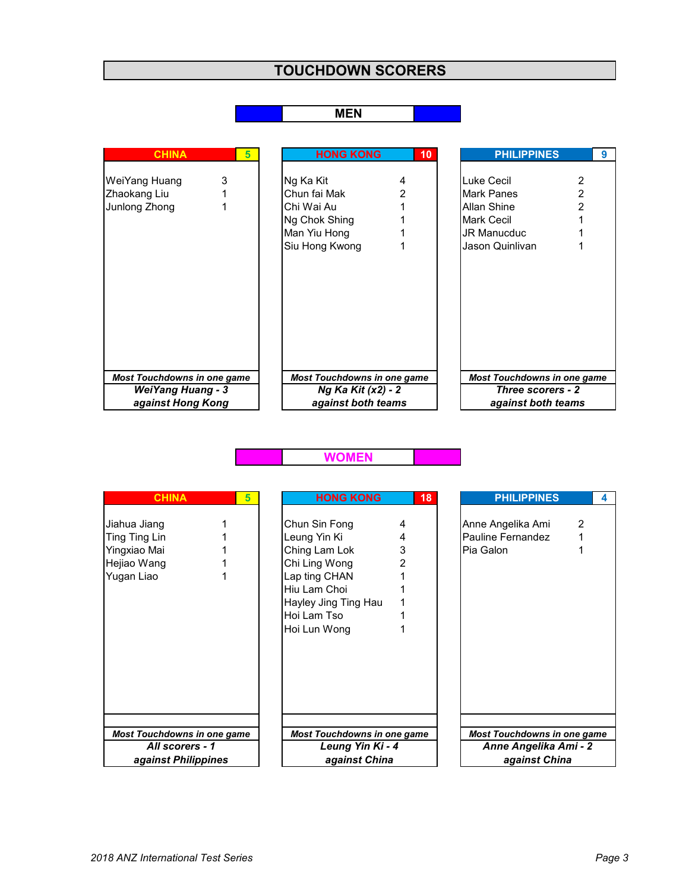# TOUCHDOWN SCORERS

## MEN

| CHINA | 5 |
|---|---|
| WeiYang Huang | 3 |
| Zhaokang Liu | 1 |
| Junlong Zhong | 1 |
| ***Most Touchdowns in one game*** | |
| ***WeiYang Huang - 3 against Hong Kong*** | |

| HONG KONG | 10 |
|---|---|
| Ng Ka Kit | 4 |
| Chun fai Mak | 2 |
| Chi Wai Au | 1 |
| Ng Chok Shing | 1 |
| Man Yiu Hong | 1 |
| Siu Hong Kwong | 1 |
| ***Most Touchdowns in one game*** | |
| ***Ng Ka Kit (x2) - 2 against both teams*** | |

| PHILIPPINES | 9 |
|---|---|
| Luke Cecil | 2 |
| Mark Panes | 2 |
| Allan Shine | 2 |
| Mark Cecil | 1 |
| JR Manucduc | 1 |
| Jason Quinlivan | 1 |
| ***Most Touchdowns in one game*** | |
| ***Three scorers - 2 against both teams*** | |

## WOMEN

| CHINA | 5 |
|---|---|
| Jiahua Jiang | 1 |
| Ting Ting Lin | 1 |
| Yingxiao Mai | 1 |
| Hejiao Wang | 1 |
| Yugan Liao | 1 |
| ***Most Touchdowns in one game*** | |
| ***All scorers - 1 against Philippines*** | |

| HONG KONG | 18 |
|---|---|
| Chun Sin Fong | 4 |
| Leung Yin Ki | 4 |
| Ching Lam Lok | 3 |
| Chi Ling Wong | 2 |
| Lap ting CHAN | 1 |
| Hiu Lam Choi | 1 |
| Hayley Jing Ting Hau | 1 |
| Hoi Lam Tso | 1 |
| Hoi Lun Wong | 1 |
| ***Most Touchdowns in one game*** | |
| ***Leung Yin Ki - 4 against China*** | |

| PHILIPPINES | 4 |
|---|---|
| Anne Angelika Ami | 2 |
| Pauline Fernandez | 1 |
| Pia Galon | 1 |
| ***Most Touchdowns in one game*** | |
| ***Anne Angelika Ami - 2 against China*** | |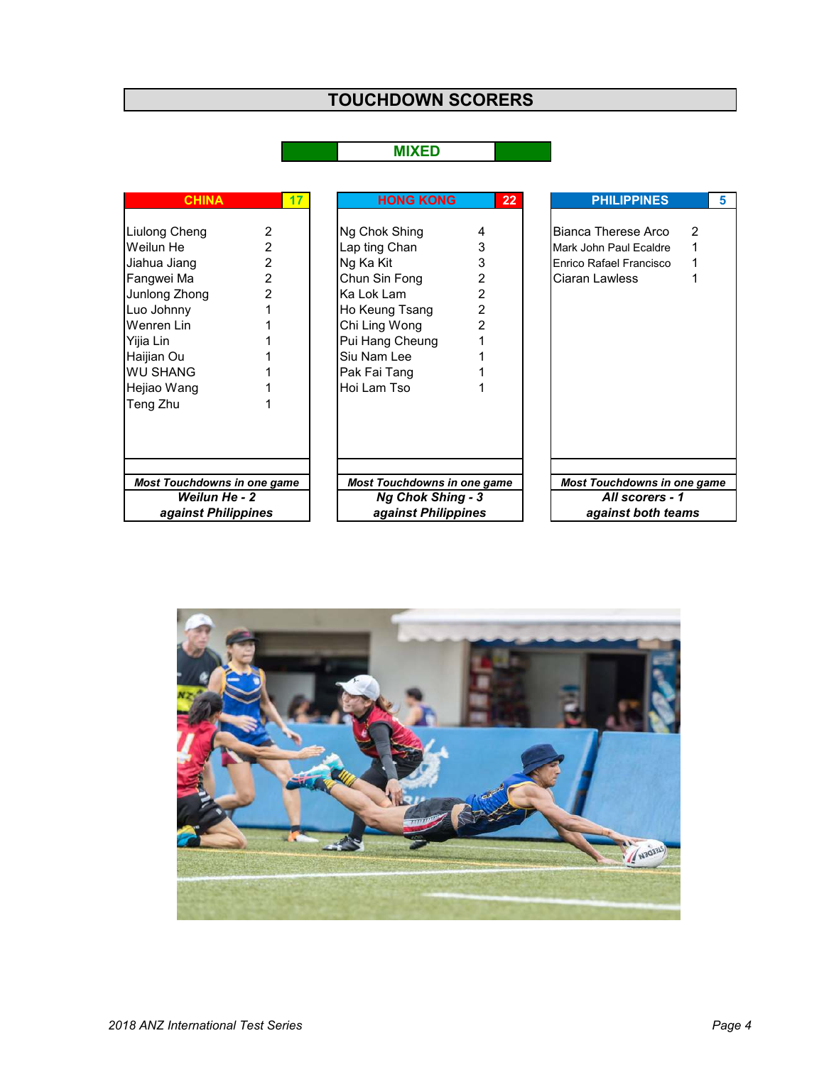# TOUCHDOWN SCORERS

## MIXED

| CHINA | 17 |
|---|---|
| Liulong Cheng | 2 |
| Weilun He | 2 |
| Jiahua Jiang | 2 |
| Fangwei Ma | 2 |
| Junlong Zhong | 2 |
| Luo Johnny | 1 |
| Wenren Lin | 1 |
| Yijia Lin | 1 |
| Haijian Ou | 1 |
| WU SHANG | 1 |
| Hejiao Wang | 1 |
| Teng Zhu | 1 |

***Most Touchdowns in one game***
***Weilun He - 2***
***against Philippines***

| HONG KONG | 22 |
|---|---|
| Ng Chok Shing | 4 |
| Lap ting Chan | 3 |
| Ng Ka Kit | 3 |
| Chun Sin Fong | 2 |
| Ka Lok Lam | 2 |
| Ho Keung Tsang | 2 |
| Chi Ling Wong | 2 |
| Pui Hang Cheung | 1 |
| Siu Nam Lee | 1 |
| Pak Fai Tang | 1 |
| Hoi Lam Tso | 1 |

***Most Touchdowns in one game***
***Ng Chok Shing - 3***
***against Philippines***

| PHILIPPINES | 5 |
|---|---|
| Bianca Therese Arco | 2 |
| Mark John Paul Ecaldre | 1 |
| Enrico Rafael Francisco | 1 |
| Ciaran Lawless | 1 |

***Most Touchdowns in one game***
***All scorers - 1***
***against both teams***